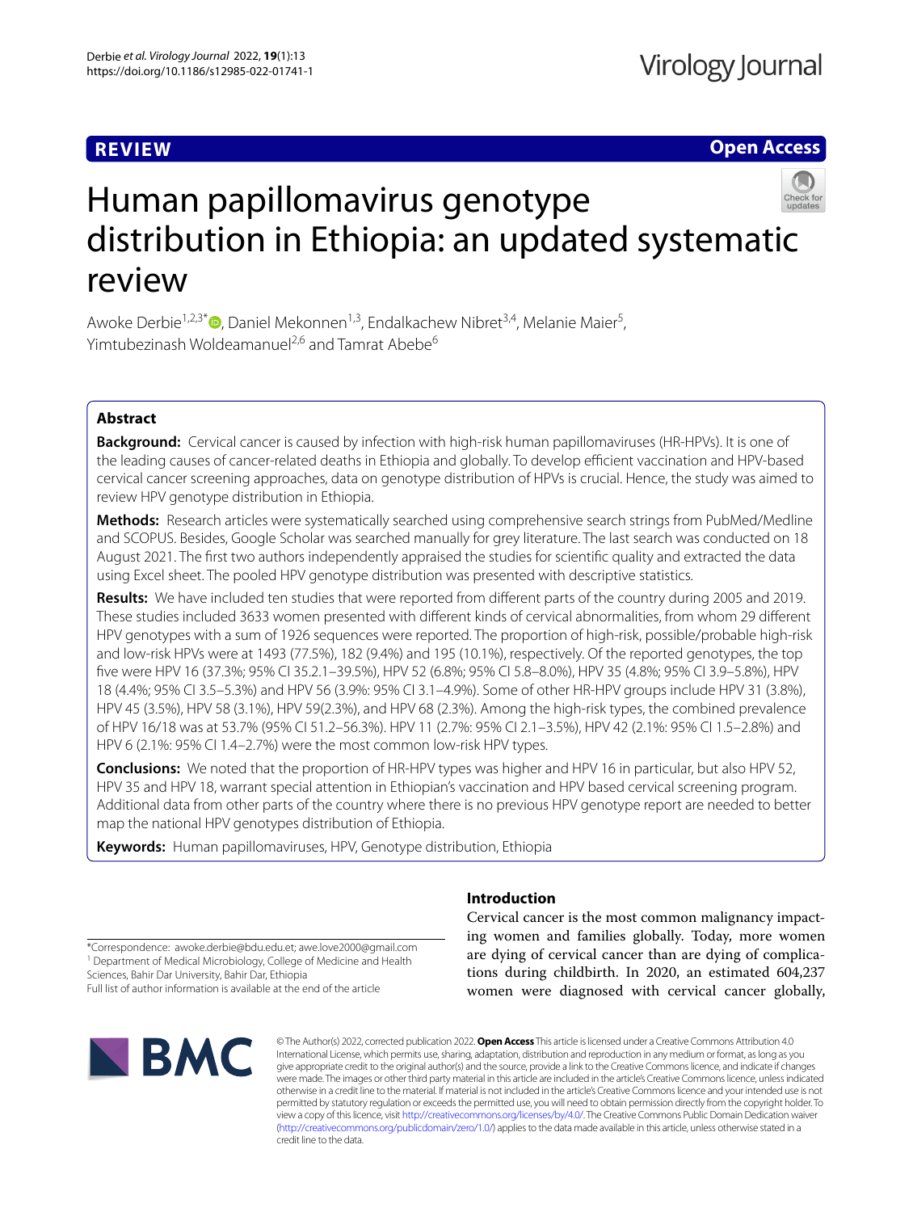REVIEW

Open Access

# Human papillomavirus genotype distribution in Ethiopia: an updated systematic review

Awoke Derbie[1,2,3*], Daniel Mekonnen[1,3], Endalkachew Nibret[3,4], Melanie Maier[5], Yimtubezinash Woldeamanuel[2,6] and Tamrat Abebe[6]

## Abstract

**Background:** Cervical cancer is caused by infection with high-risk human papillomaviruses (HR-HPVs). It is one of the leading causes of cancer-related deaths in Ethiopia and globally. To develop efficient vaccination and HPV-based cervical cancer screening approaches, data on genotype distribution of HPVs is crucial. Hence, the study was aimed to review HPV genotype distribution in Ethiopia.

**Methods:** Research articles were systematically searched using comprehensive search strings from PubMed/Medline and SCOPUS. Besides, Google Scholar was searched manually for grey literature. The last search was conducted on 18 August 2021. The first two authors independently appraised the studies for scientific quality and extracted the data using Excel sheet. The pooled HPV genotype distribution was presented with descriptive statistics.

**Results:** We have included ten studies that were reported from different parts of the country during 2005 and 2019. These studies included 3633 women presented with different kinds of cervical abnormalities, from whom 29 different HPV genotypes with a sum of 1926 sequences were reported. The proportion of high-risk, possible/probable high-risk and low-risk HPVs were at 1493 (77.5%), 182 (9.4%) and 195 (10.1%), respectively. Of the reported genotypes, the top five were HPV 16 (37.3%; 95% CI 35.2.1–39.5%), HPV 52 (6.8%; 95% CI 5.8–8.0%), HPV 35 (4.8%; 95% CI 3.9–5.8%), HPV 18 (4.4%; 95% CI 3.5–5.3%) and HPV 56 (3.9%: 95% CI 3.1–4.9%). Some of other HR-HPV groups include HPV 31 (3.8%), HPV 45 (3.5%), HPV 58 (3.1%), HPV 59(2.3%), and HPV 68 (2.3%). Among the high-risk types, the combined prevalence of HPV 16/18 was at 53.7% (95% CI 51.2–56.3%). HPV 11 (2.7%: 95% CI 2.1–3.5%), HPV 42 (2.1%: 95% CI 1.5–2.8%) and HPV 6 (2.1%: 95% CI 1.4–2.7%) were the most common low-risk HPV types.

**Conclusions:** We noted that the proportion of HR-HPV types was higher and HPV 16 in particular, but also HPV 52, HPV 35 and HPV 18, warrant special attention in Ethiopian's vaccination and HPV based cervical screening program. Additional data from other parts of the country where there is no previous HPV genotype report are needed to better map the national HPV genotypes distribution of Ethiopia.

**Keywords:** Human papillomaviruses, HPV, Genotype distribution, Ethiopia

*Correspondence: awoke.derbie@bdu.edu.et; awe.love2000@gmail.com
[1] Department of Medical Microbiology, College of Medicine and Health Sciences, Bahir Dar University, Bahir Dar, Ethiopia
Full list of author information is available at the end of the article

## Introduction

Cervical cancer is the most common malignancy impacting women and families globally. Today, more women are dying of cervical cancer than are dying of complications during childbirth. In 2020, an estimated 604,237 women were diagnosed with cervical cancer globally,

© The Author(s) 2022, corrected publication 2022. **Open Access** This article is licensed under a Creative Commons Attribution 4.0 International License, which permits use, sharing, adaptation, distribution and reproduction in any medium or format, as long as you give appropriate credit to the original author(s) and the source, provide a link to the Creative Commons licence, and indicate if changes were made. The images or other third party material in this article are included in the article's Creative Commons licence, unless indicated otherwise in a credit line to the material. If material is not included in the article's Creative Commons licence and your intended use is not permitted by statutory regulation or exceeds the permitted use, you will need to obtain permission directly from the copyright holder. To view a copy of this licence, visit http://creativecommons.org/licenses/by/4.0/. The Creative Commons Public Domain Dedication waiver (http://creativecommons.org/publicdomain/zero/1.0/) applies to the data made available in this article, unless otherwise stated in a credit line to the data.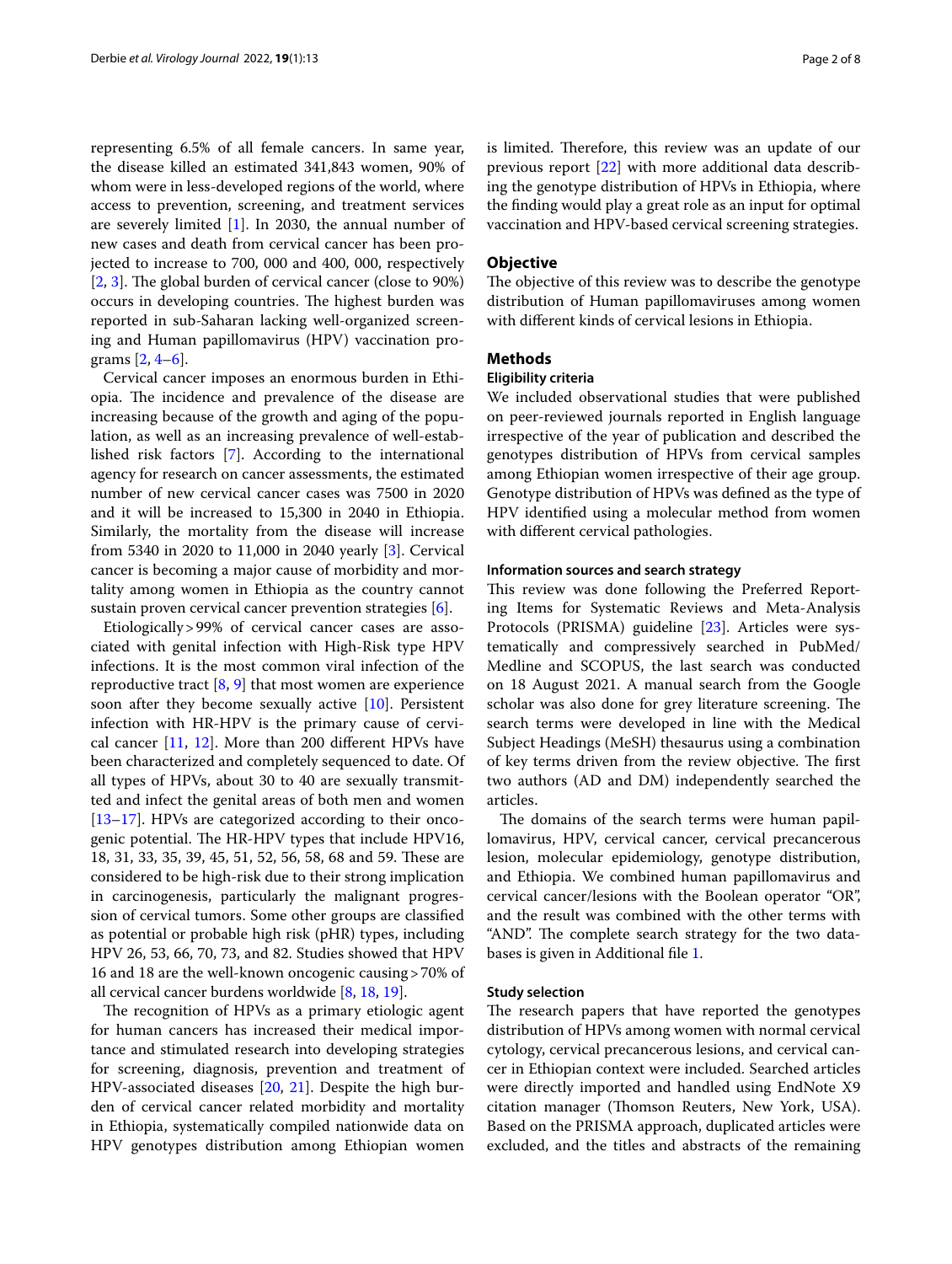representing 6.5% of all female cancers. In same year, the disease killed an estimated 341,843 women, 90% of whom were in less-developed regions of the world, where access to prevention, screening, and treatment services are severely limited [1]. In 2030, the annual number of new cases and death from cervical cancer has been projected to increase to 700, 000 and 400, 000, respectively [2, 3]. The global burden of cervical cancer (close to 90%) occurs in developing countries. The highest burden was reported in sub-Saharan lacking well-organized screening and Human papillomavirus (HPV) vaccination programs [2, 4–6].

Cervical cancer imposes an enormous burden in Ethiopia. The incidence and prevalence of the disease are increasing because of the growth and aging of the population, as well as an increasing prevalence of well-established risk factors [7]. According to the international agency for research on cancer assessments, the estimated number of new cervical cancer cases was 7500 in 2020 and it will be increased to 15,300 in 2040 in Ethiopia. Similarly, the mortality from the disease will increase from 5340 in 2020 to 11,000 in 2040 yearly [3]. Cervical cancer is becoming a major cause of morbidity and mortality among women in Ethiopia as the country cannot sustain proven cervical cancer prevention strategies [6].

Etiologically > 99% of cervical cancer cases are associated with genital infection with High-Risk type HPV infections. It is the most common viral infection of the reproductive tract [8, 9] that most women are experience soon after they become sexually active [10]. Persistent infection with HR-HPV is the primary cause of cervical cancer [11, 12]. More than 200 different HPVs have been characterized and completely sequenced to date. Of all types of HPVs, about 30 to 40 are sexually transmitted and infect the genital areas of both men and women [13–17]. HPVs are categorized according to their oncogenic potential. The HR-HPV types that include HPV16, 18, 31, 33, 35, 39, 45, 51, 52, 56, 58, 68 and 59. These are considered to be high-risk due to their strong implication in carcinogenesis, particularly the malignant progression of cervical tumors. Some other groups are classified as potential or probable high risk (pHR) types, including HPV 26, 53, 66, 70, 73, and 82. Studies showed that HPV 16 and 18 are the well-known oncogenic causing > 70% of all cervical cancer burdens worldwide [8, 18, 19].

The recognition of HPVs as a primary etiologic agent for human cancers has increased their medical importance and stimulated research into developing strategies for screening, diagnosis, prevention and treatment of HPV-associated diseases [20, 21]. Despite the high burden of cervical cancer related morbidity and mortality in Ethiopia, systematically compiled nationwide data on HPV genotypes distribution among Ethiopian women is limited. Therefore, this review was an update of our previous report [22] with more additional data describing the genotype distribution of HPVs in Ethiopia, where the finding would play a great role as an input for optimal vaccination and HPV-based cervical screening strategies.

## Objective

The objective of this review was to describe the genotype distribution of Human papillomaviruses among women with different kinds of cervical lesions in Ethiopia.

## Methods

### Eligibility criteria

We included observational studies that were published on peer-reviewed journals reported in English language irrespective of the year of publication and described the genotypes distribution of HPVs from cervical samples among Ethiopian women irrespective of their age group. Genotype distribution of HPVs was defined as the type of HPV identified using a molecular method from women with different cervical pathologies.

### Information sources and search strategy

This review was done following the Preferred Reporting Items for Systematic Reviews and Meta-Analysis Protocols (PRISMA) guideline [23]. Articles were systematically and compressively searched in PubMed/Medline and SCOPUS, the last search was conducted on 18 August 2021. A manual search from the Google scholar was also done for grey literature screening. The search terms were developed in line with the Medical Subject Headings (MeSH) thesaurus using a combination of key terms driven from the review objective. The first two authors (AD and DM) independently searched the articles.

The domains of the search terms were human papillomavirus, HPV, cervical cancer, cervical precancerous lesion, molecular epidemiology, genotype distribution, and Ethiopia. We combined human papillomavirus and cervical cancer/lesions with the Boolean operator "OR", and the result was combined with the other terms with "AND". The complete search strategy for the two databases is given in Additional file 1.

### Study selection

The research papers that have reported the genotypes distribution of HPVs among women with normal cervical cytology, cervical precancerous lesions, and cervical cancer in Ethiopian context were included. Searched articles were directly imported and handled using EndNote X9 citation manager (Thomson Reuters, New York, USA). Based on the PRISMA approach, duplicated articles were excluded, and the titles and abstracts of the remaining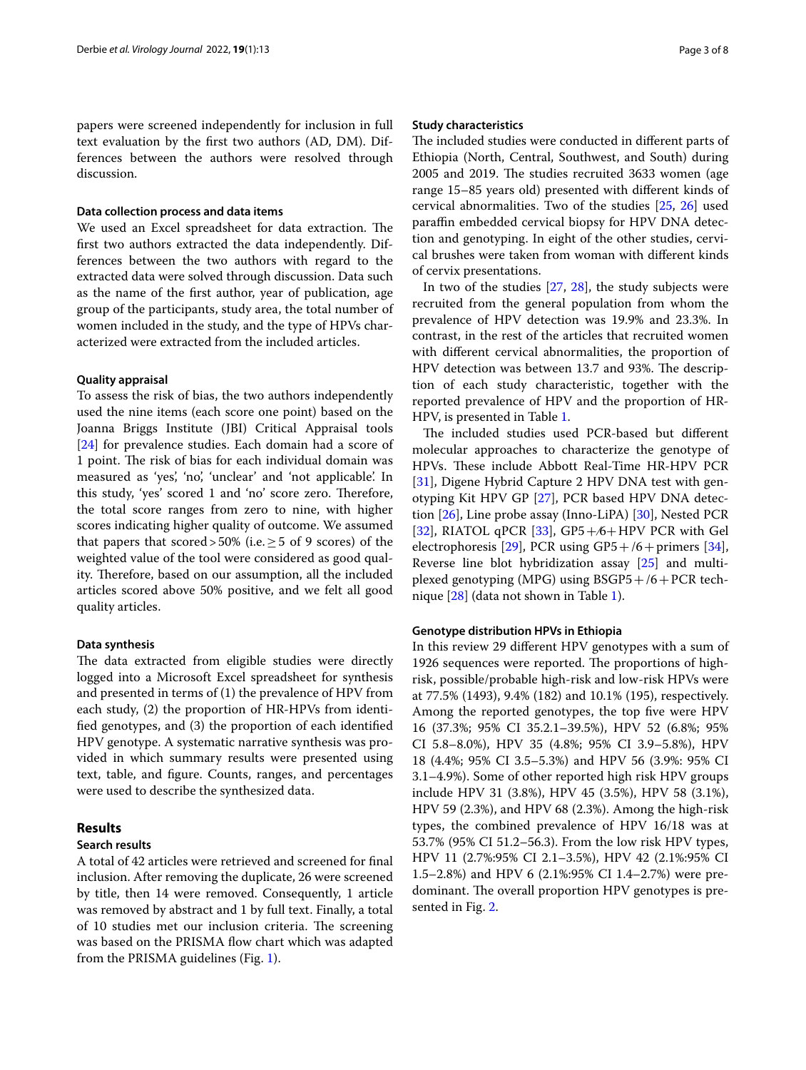papers were screened independently for inclusion in full text evaluation by the first two authors (AD, DM). Differences between the authors were resolved through discussion.

#### Data collection process and data items

We used an Excel spreadsheet for data extraction. The first two authors extracted the data independently. Differences between the two authors with regard to the extracted data were solved through discussion. Data such as the name of the first author, year of publication, age group of the participants, study area, the total number of women included in the study, and the type of HPVs characterized were extracted from the included articles.

#### Quality appraisal

To assess the risk of bias, the two authors independently used the nine items (each score one point) based on the Joanna Briggs Institute (JBI) Critical Appraisal tools [24] for prevalence studies. Each domain had a score of 1 point. The risk of bias for each individual domain was measured as 'yes', 'no', 'unclear' and 'not applicable'. In this study, 'yes' scored 1 and 'no' score zero. Therefore, the total score ranges from zero to nine, with higher scores indicating higher quality of outcome. We assumed that papers that scored > 50% (i.e. ≥ 5 of 9 scores) of the weighted value of the tool were considered as good quality. Therefore, based on our assumption, all the included articles scored above 50% positive, and we felt all good quality articles.

#### Data synthesis

The data extracted from eligible studies were directly logged into a Microsoft Excel spreadsheet for synthesis and presented in terms of (1) the prevalence of HPV from each study, (2) the proportion of HR-HPVs from identified genotypes, and (3) the proportion of each identified HPV genotype. A systematic narrative synthesis was provided in which summary results were presented using text, table, and figure. Counts, ranges, and percentages were used to describe the synthesized data.

## Results

#### Search results

A total of 42 articles were retrieved and screened for final inclusion. After removing the duplicate, 26 were screened by title, then 14 were removed. Consequently, 1 article was removed by abstract and 1 by full text. Finally, a total of 10 studies met our inclusion criteria. The screening was based on the PRISMA flow chart which was adapted from the PRISMA guidelines (Fig. 1).

#### Study characteristics

The included studies were conducted in different parts of Ethiopia (North, Central, Southwest, and South) during 2005 and 2019. The studies recruited 3633 women (age range 15–85 years old) presented with different kinds of cervical abnormalities. Two of the studies [25, 26] used paraffin embedded cervical biopsy for HPV DNA detection and genotyping. In eight of the other studies, cervical brushes were taken from woman with different kinds of cervix presentations.

In two of the studies [27, 28], the study subjects were recruited from the general population from whom the prevalence of HPV detection was 19.9% and 23.3%. In contrast, in the rest of the articles that recruited women with different cervical abnormalities, the proportion of HPV detection was between 13.7 and 93%. The description of each study characteristic, together with the reported prevalence of HPV and the proportion of HR-HPV, is presented in Table 1.

The included studies used PCR-based but different molecular approaches to characterize the genotype of HPVs. These include Abbott Real-Time HR-HPV PCR [31], Digene Hybrid Capture 2 HPV DNA test with genotyping Kit HPV GP [27], PCR based HPV DNA detection [26], Line probe assay (Inno-LiPA) [30], Nested PCR [32], RIATOL qPCR [33], GP5+/6+HPV PCR with Gel electrophoresis [29], PCR using GP5+/6+primers [34], Reverse line blot hybridization assay [25] and multiplexed genotyping (MPG) using BSGP5+/6+PCR technique [28] (data not shown in Table 1).

#### Genotype distribution HPVs in Ethiopia

In this review 29 different HPV genotypes with a sum of 1926 sequences were reported. The proportions of high-risk, possible/probable high-risk and low-risk HPVs were at 77.5% (1493), 9.4% (182) and 10.1% (195), respectively. Among the reported genotypes, the top five were HPV 16 (37.3%; 95% CI 35.2.1–39.5%), HPV 52 (6.8%; 95% CI 5.8–8.0%), HPV 35 (4.8%; 95% CI 3.9–5.8%), HPV 18 (4.4%; 95% CI 3.5–5.3%) and HPV 56 (3.9%: 95% CI 3.1–4.9%). Some of other reported high risk HPV groups include HPV 31 (3.8%), HPV 45 (3.5%), HPV 58 (3.1%), HPV 59 (2.3%), and HPV 68 (2.3%). Among the high-risk types, the combined prevalence of HPV 16/18 was at 53.7% (95% CI 51.2–56.3). From the low risk HPV types, HPV 11 (2.7%:95% CI 2.1–3.5%), HPV 42 (2.1%:95% CI 1.5–2.8%) and HPV 6 (2.1%:95% CI 1.4–2.7%) were predominant. The overall proportion HPV genotypes is presented in Fig. 2.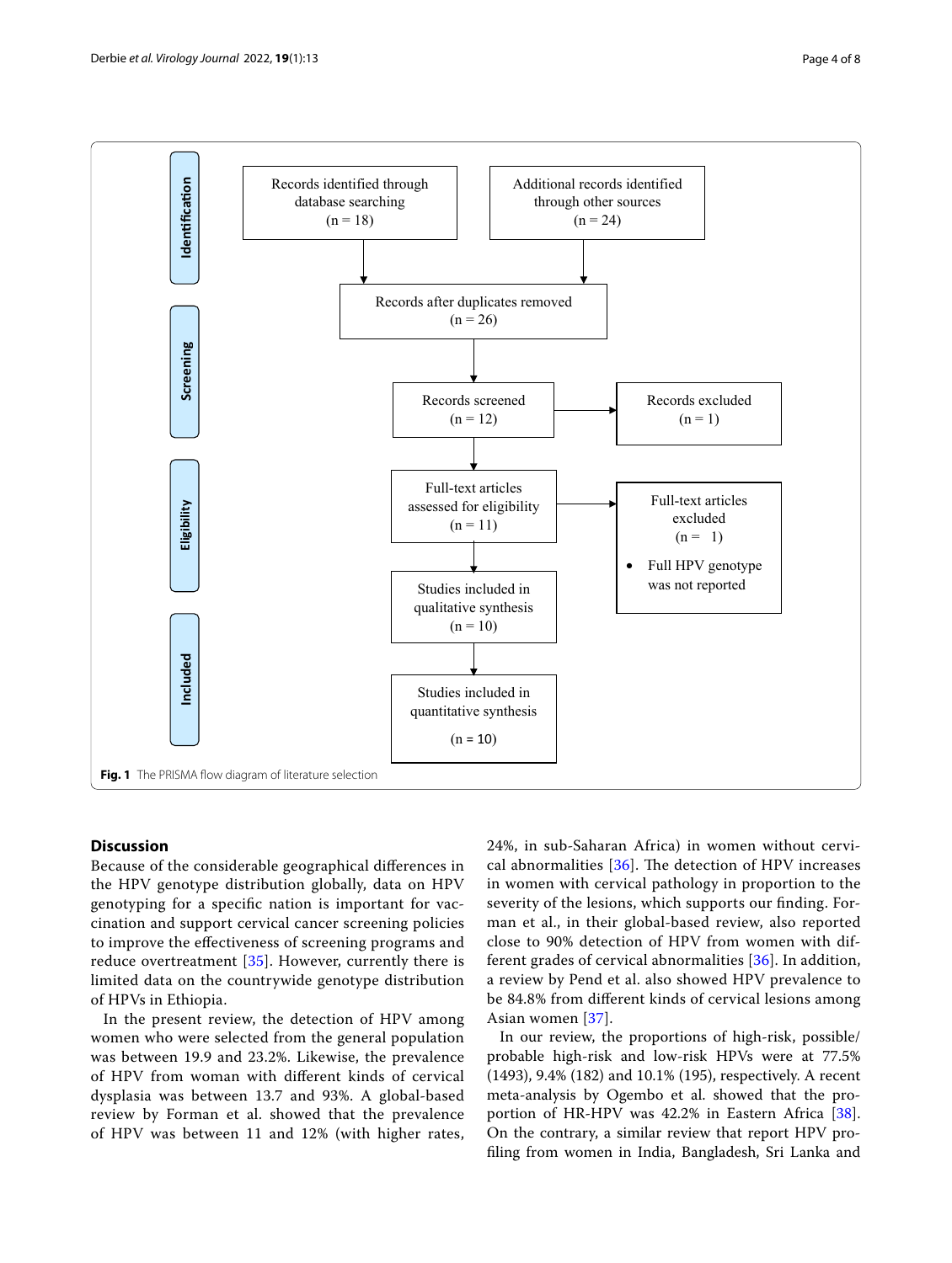**Identification**

Records identified through database searching (n = 18)

Additional records identified through other sources (n = 24)

**Screening**

Records after duplicates removed (n = 26)

Records screened (n = 12)

Records excluded (n = 1)

**Eligibility**

Full-text articles assessed for eligibility (n = 11)

Full-text articles excluded (n = 1)

- Full HPV genotype was not reported

**Included**

Studies included in qualitative synthesis (n = 10)

Studies included in quantitative synthesis (n = 10)

**Fig. 1** The PRISMA flow diagram of literature selection

## Discussion

Because of the considerable geographical differences in the HPV genotype distribution globally, data on HPV genotyping for a specific nation is important for vaccination and support cervical cancer screening policies to improve the effectiveness of screening programs and reduce overtreatment [35]. However, currently there is limited data on the countrywide genotype distribution of HPVs in Ethiopia.

In the present review, the detection of HPV among women who were selected from the general population was between 19.9 and 23.2%. Likewise, the prevalence of HPV from woman with different kinds of cervical dysplasia was between 13.7 and 93%. A global-based review by Forman et al. showed that the prevalence of HPV was between 11 and 12% (with higher rates, 24%, in sub-Saharan Africa) in women without cervical abnormalities [36]. The detection of HPV increases in women with cervical pathology in proportion to the severity of the lesions, which supports our finding. Forman et al., in their global-based review, also reported close to 90% detection of HPV from women with different grades of cervical abnormalities [36]. In addition, a review by Pend et al. also showed HPV prevalence to be 84.8% from different kinds of cervical lesions among Asian women [37].

In our review, the proportions of high-risk, possible/probable high-risk and low-risk HPVs were at 77.5% (1493), 9.4% (182) and 10.1% (195), respectively. A recent meta-analysis by Ogembo et al. showed that the proportion of HR-HPV was 42.2% in Eastern Africa [38]. On the contrary, a similar review that report HPV profiling from women in India, Bangladesh, Sri Lanka and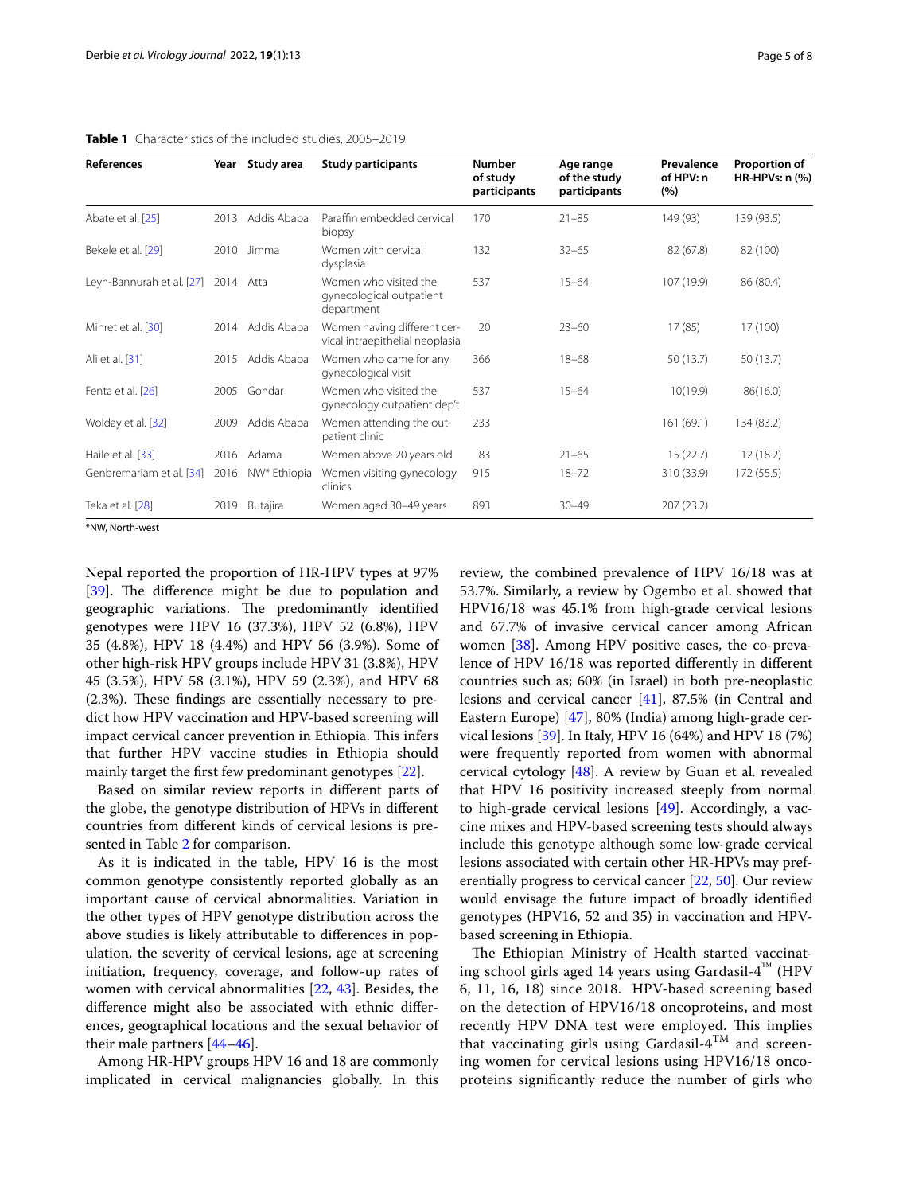**Table 1** Characteristics of the included studies, 2005–2019

| References | Year | Study area | Study participants | Number of study participants | Age range of the study participants | Prevalence of HPV: n (%) | Proportion of HR-HPVs: n (%) |
|---|---|---|---|---|---|---|---|
| Abate et al. [25] | 2013 | Addis Ababa | Paraffin embedded cervical biopsy | 170 | 21–85 | 149 (93) | 139 (93.5) |
| Bekele et al. [29] | 2010 | Jimma | Women with cervical dysplasia | 132 | 32–65 | 82 (67.8) | 82 (100) |
| Leyh-Bannurah et al. [27] | 2014 | Atta | Women who visited the gynecological outpatient department | 537 | 15–64 | 107 (19.9) | 86 (80.4) |
| Mihret et al. [30] | 2014 | Addis Ababa | Women having different cervical intraepithelial neoplasia | 20 | 23–60 | 17 (85) | 17 (100) |
| Ali et al. [31] | 2015 | Addis Ababa | Women who came for any gynecological visit | 366 | 18–68 | 50 (13.7) | 50 (13.7) |
| Fenta et al. [26] | 2005 | Gondar | Women who visited the gynecology outpatient dep't | 537 | 15–64 | 10(19.9) | 86(16.0) |
| Wolday et al. [32] | 2009 | Addis Ababa | Women attending the outpatient clinic | 233 | | 161 (69.1) | 134 (83.2) |
| Haile et al. [33] | 2016 | Adama | Women above 20 years old | 83 | 21–65 | 15 (22.7) | 12 (18.2) |
| Genbremariam et al. [34] | 2016 | NW* Ethiopia | Women visiting gynecology clinics | 915 | 18–72 | 310 (33.9) | 172 (55.5) |
| Teka et al. [28] | 2019 | Butajira | Women aged 30–49 years | 893 | 30–49 | 207 (23.2) | |

*NW, North-west

Nepal reported the proportion of HR-HPV types at 97% [39]. The difference might be due to population and geographic variations. The predominantly identified genotypes were HPV 16 (37.3%), HPV 52 (6.8%), HPV 35 (4.8%), HPV 18 (4.4%) and HPV 56 (3.9%). Some of other high-risk HPV groups include HPV 31 (3.8%), HPV 45 (3.5%), HPV 58 (3.1%), HPV 59 (2.3%), and HPV 68 (2.3%). These findings are essentially necessary to predict how HPV vaccination and HPV-based screening will impact cervical cancer prevention in Ethiopia. This infers that further HPV vaccine studies in Ethiopia should mainly target the first few predominant genotypes [22].

Based on similar review reports in different parts of the globe, the genotype distribution of HPVs in different countries from different kinds of cervical lesions is presented in Table 2 for comparison.

As it is indicated in the table, HPV 16 is the most common genotype consistently reported globally as an important cause of cervical abnormalities. Variation in the other types of HPV genotype distribution across the above studies is likely attributable to differences in population, the severity of cervical lesions, age at screening initiation, frequency, coverage, and follow-up rates of women with cervical abnormalities [22, 43]. Besides, the difference might also be associated with ethnic differences, geographical locations and the sexual behavior of their male partners [44–46].

Among HR-HPV groups HPV 16 and 18 are commonly implicated in cervical malignancies globally. In this review, the combined prevalence of HPV 16/18 was at 53.7%. Similarly, a review by Ogembo et al. showed that HPV16/18 was 45.1% from high-grade cervical lesions and 67.7% of invasive cervical cancer among African women [38]. Among HPV positive cases, the co-prevalence of HPV 16/18 was reported differently in different countries such as; 60% (in Israel) in both pre-neoplastic lesions and cervical cancer [41], 87.5% (in Central and Eastern Europe) [47], 80% (India) among high-grade cervical lesions [39]. In Italy, HPV 16 (64%) and HPV 18 (7%) were frequently reported from women with abnormal cervical cytology [48]. A review by Guan et al. revealed that HPV 16 positivity increased steeply from normal to high-grade cervical lesions [49]. Accordingly, a vaccine mixes and HPV-based screening tests should always include this genotype although some low-grade cervical lesions associated with certain other HR-HPVs may preferentially progress to cervical cancer [22, 50]. Our review would envisage the future impact of broadly identified genotypes (HPV16, 52 and 35) in vaccination and HPV-based screening in Ethiopia.

The Ethiopian Ministry of Health started vaccinating school girls aged 14 years using Gardasil-4™ (HPV 6, 11, 16, 18) since 2018. HPV-based screening based on the detection of HPV16/18 oncoproteins, and most recently HPV DNA test were employed. This implies that vaccinating girls using Gardasil-4™ and screening women for cervical lesions using HPV16/18 oncoproteins significantly reduce the number of girls who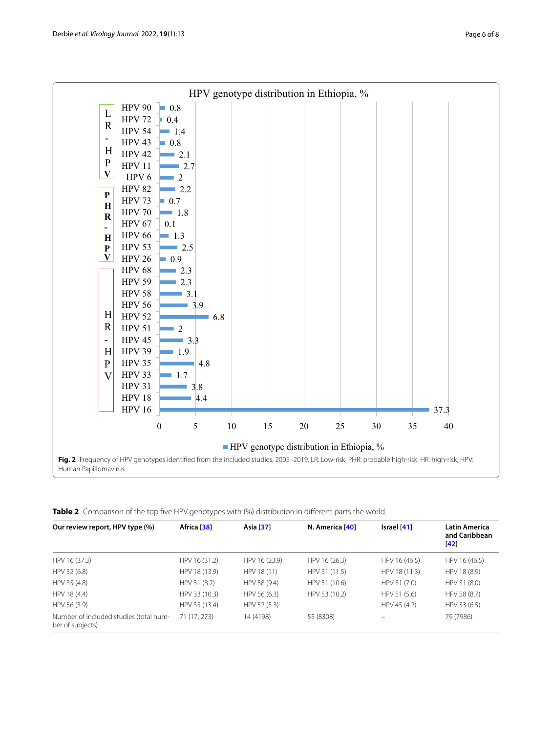**HPV genotype distribution in Ethiopia, %**

| Risk group | HPV type | % |
|---|---|---|
| LR-HPV | HPV 90 | 0.8 |
| LR-HPV | HPV 72 | 0.4 |
| LR-HPV | HPV 54 | 1.4 |
| LR-HPV | HPV 43 | 0.8 |
| LR-HPV | HPV 42 | 2.1 |
| LR-HPV | HPV 11 | 2.7 |
| LR-HPV | HPV 6 | 2 |
| PHR-HPV | HPV 82 | 2.2 |
| PHR-HPV | HPV 73 | 0.7 |
| PHR-HPV | HPV 70 | 1.8 |
| PHR-HPV | HPV 67 | 0.1 |
| PHR-HPV | HPV 66 | 1.3 |
| PHR-HPV | HPV 53 | 2.5 |
| PHR-HPV | HPV 26 | 0.9 |
| HR-HPV | HPV 68 | 2.3 |
| HR-HPV | HPV 59 | 2.3 |
| HR-HPV | HPV 58 | 3.1 |
| HR-HPV | HPV 56 | 3.9 |
| HR-HPV | HPV 52 | 6.8 |
| HR-HPV | HPV 51 | 2 |
| HR-HPV | HPV 45 | 3.3 |
| HR-HPV | HPV 39 | 1.9 |
| HR-HPV | HPV 35 | 4.8 |
| HR-HPV | HPV 33 | 1.7 |
| HR-HPV | HPV 31 | 3.8 |
| HR-HPV | HPV 18 | 4.4 |
| HR-HPV | HPV 16 | 37.3 |

**Fig. 2** Frequency of HPV genotypes identified from the included studies, 2005–2019. LR: Low-risk, PHR: probable high-risk, HR: high-risk, HPV: Human Papillomavirus

**Table 2** Comparison of the top five HPV genotypes with (%) distribution in different parts the world.

| Our review report, HPV type (%) | Africa [38] | Asia [37] | N. America [40] | Israel [41] | Latin America and Caribbean [42] |
|---|---|---|---|---|---|
| HPV 16 (37.3) | HPV 16 (31.2) | HPV 16 (23.9) | HPV 16 (26.3) | HPV 16 (46.5) | HPV 16 (46.5) |
| HPV 52 (6.8) | HPV 18 (13.9) | HPV 18 (11) | HPV 31 (11.5) | HPV 18 (11.3) | HPV 18 (8.9) |
| HPV 35 (4.8) | HPV 31 (8.2) | HPV 58 (9.4) | HPV 51 (10.6) | HPV 31 (7.0) | HPV 31 (8.0) |
| HPV 18 (4.4) | HPV 33 (10.3) | HPV 56 (6.3) | HPV 53 (10.2) | HPV 51 (5.6) | HPV 58 (8.7) |
| HPV 56 (3.9) | HPV 35 (13.4) | HPV 52 (5.3) | | HPV 45 (4.2) | HPV 33 (6.5) |
| Number of included studies (total number of subjects) | 71 (17, 273) | 14 (4198) | 55 (8308) | – | 79 (7986) |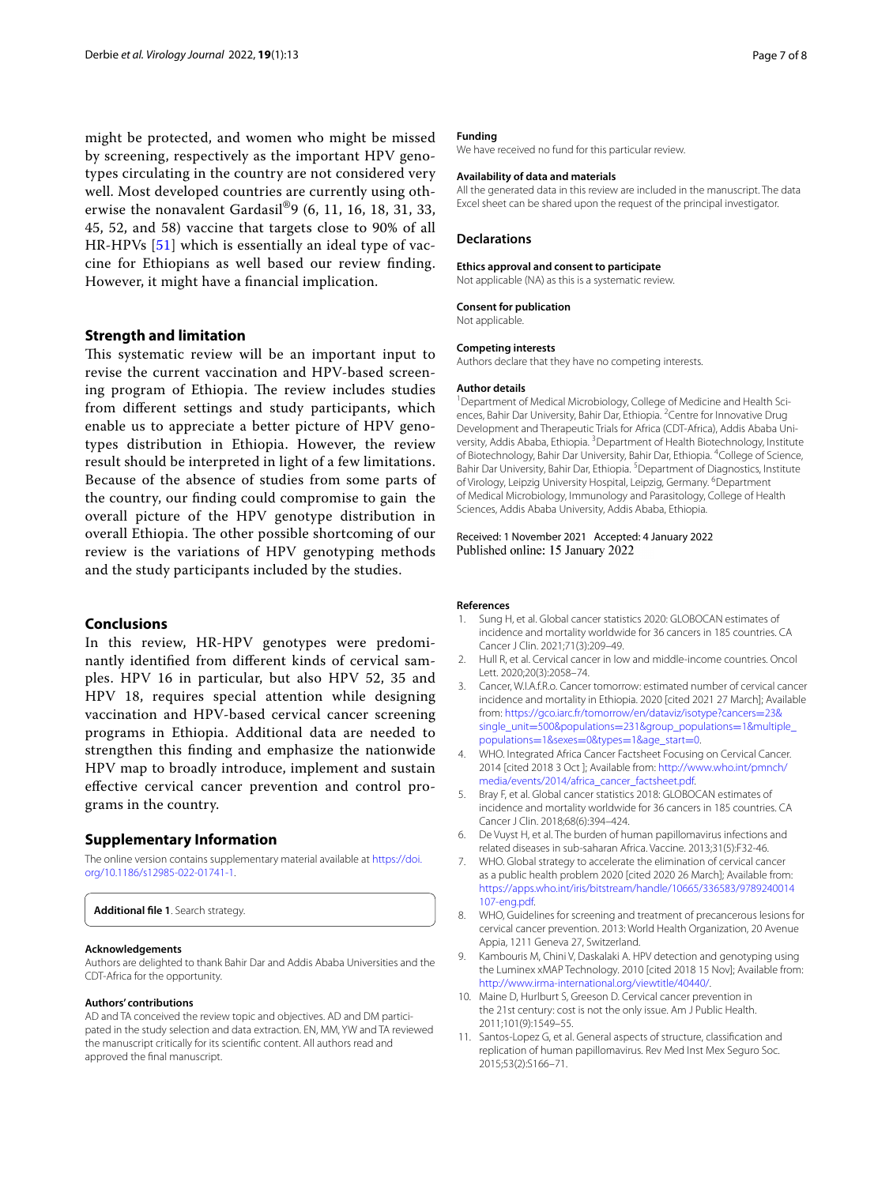might be protected, and women who might be missed by screening, respectively as the important HPV genotypes circulating in the country are not considered very well. Most developed countries are currently using otherwise the nonavalent Gardasil®9 (6, 11, 16, 18, 31, 33, 45, 52, and 58) vaccine that targets close to 90% of all HR-HPVs [51] which is essentially an ideal type of vaccine for Ethiopians as well based our review finding. However, it might have a financial implication.

## Strength and limitation

This systematic review will be an important input to revise the current vaccination and HPV-based screening program of Ethiopia. The review includes studies from different settings and study participants, which enable us to appreciate a better picture of HPV genotypes distribution in Ethiopia. However, the review result should be interpreted in light of a few limitations. Because of the absence of studies from some parts of the country, our finding could compromise to gain the overall picture of the HPV genotype distribution in overall Ethiopia. The other possible shortcoming of our review is the variations of HPV genotyping methods and the study participants included by the studies.

## Conclusions

In this review, HR-HPV genotypes were predominantly identified from different kinds of cervical samples. HPV 16 in particular, but also HPV 52, 35 and HPV 18, requires special attention while designing vaccination and HPV-based cervical cancer screening programs in Ethiopia. Additional data are needed to strengthen this finding and emphasize the nationwide HPV map to broadly introduce, implement and sustain effective cervical cancer prevention and control programs in the country.

## Supplementary Information

The online version contains supplementary material available at https://doi.org/10.1186/s12985-022-01741-1.

**Additional file 1**. Search strategy.

### Acknowledgements

Authors are delighted to thank Bahir Dar and Addis Ababa Universities and the CDT-Africa for the opportunity.

### Authors' contributions

AD and TA conceived the review topic and objectives. AD and DM participated in the study selection and data extraction. EN, MM, YW and TA reviewed the manuscript critically for its scientific content. All authors read and approved the final manuscript.

### Funding

We have received no fund for this particular review.

### Availability of data and materials

All the generated data in this review are included in the manuscript. The data Excel sheet can be shared upon the request of the principal investigator.

## Declarations

### Ethics approval and consent to participate

Not applicable (NA) as this is a systematic review.

### Consent for publication

Not applicable.

### Competing interests

Authors declare that they have no competing interests.

### Author details

[1]Department of Medical Microbiology, College of Medicine and Health Sciences, Bahir Dar University, Bahir Dar, Ethiopia. [2]Centre for Innovative Drug Development and Therapeutic Trials for Africa (CDT-Africa), Addis Ababa University, Addis Ababa, Ethiopia. [3]Department of Health Biotechnology, Institute of Biotechnology, Bahir Dar University, Bahir Dar, Ethiopia. [4]College of Science, Bahir Dar University, Bahir Dar, Ethiopia. [5]Department of Diagnostics, Institute of Virology, Leipzig University Hospital, Leipzig, Germany. [6]Department of Medical Microbiology, Immunology and Parasitology, College of Health Sciences, Addis Ababa University, Addis Ababa, Ethiopia.

Received: 1 November 2021 Accepted: 4 January 2022
Published online: 15 January 2022

### References

1. Sung H, et al. Global cancer statistics 2020: GLOBOCAN estimates of incidence and mortality worldwide for 36 cancers in 185 countries. CA Cancer J Clin. 2021;71(3):209–49.
2. Hull R, et al. Cervical cancer in low and middle-income countries. Oncol Lett. 2020;20(3):2058–74.
3. Cancer, W.I.A.f.R.o. Cancer tomorrow: estimated number of cervical cancer incidence and mortality in Ethiopia. 2020 [cited 2021 27 March]; Available from: https://gco.iarc.fr/tomorrow/en/dataviz/isotype?cancers=23&single_unit=500&populations=231&group_populations=1&multiple_populations=1&sexes=0&types=1&age_start=0.
4. WHO. Integrated Africa Cancer Factsheet Focusing on Cervical Cancer. 2014 [cited 2018 3 Oct ]; Available from: http://www.who.int/pmnch/media/events/2014/africa_cancer_factsheet.pdf.
5. Bray F, et al. Global cancer statistics 2018: GLOBOCAN estimates of incidence and mortality worldwide for 36 cancers in 185 countries. CA Cancer J Clin. 2018;68(6):394–424.
6. De Vuyst H, et al. The burden of human papillomavirus infections and related diseases in sub-saharan Africa. Vaccine. 2013;31(5):F32-46.
7. WHO. Global strategy to accelerate the elimination of cervical cancer as a public health problem 2020 [cited 2020 26 March]; Available from: https://apps.who.int/iris/bitstream/handle/10665/336583/9789240014107-eng.pdf.
8. WHO, Guidelines for screening and treatment of precancerous lesions for cervical cancer prevention. 2013: World Health Organization, 20 Avenue Appia, 1211 Geneva 27, Switzerland.
9. Kambouris M, Chini V, Daskalaki A. HPV detection and genotyping using the Luminex xMAP Technology. 2010 [cited 2018 15 Nov]; Available from: http://www.irma-international.org/viewtitle/40440/.
10. Maine D, Hurlburt S, Greeson D. Cervical cancer prevention in the 21st century: cost is not the only issue. Am J Public Health. 2011;101(9):1549–55.
11. Santos-Lopez G, et al. General aspects of structure, classification and replication of human papillomavirus. Rev Med Inst Mex Seguro Soc. 2015;53(2):S166–71.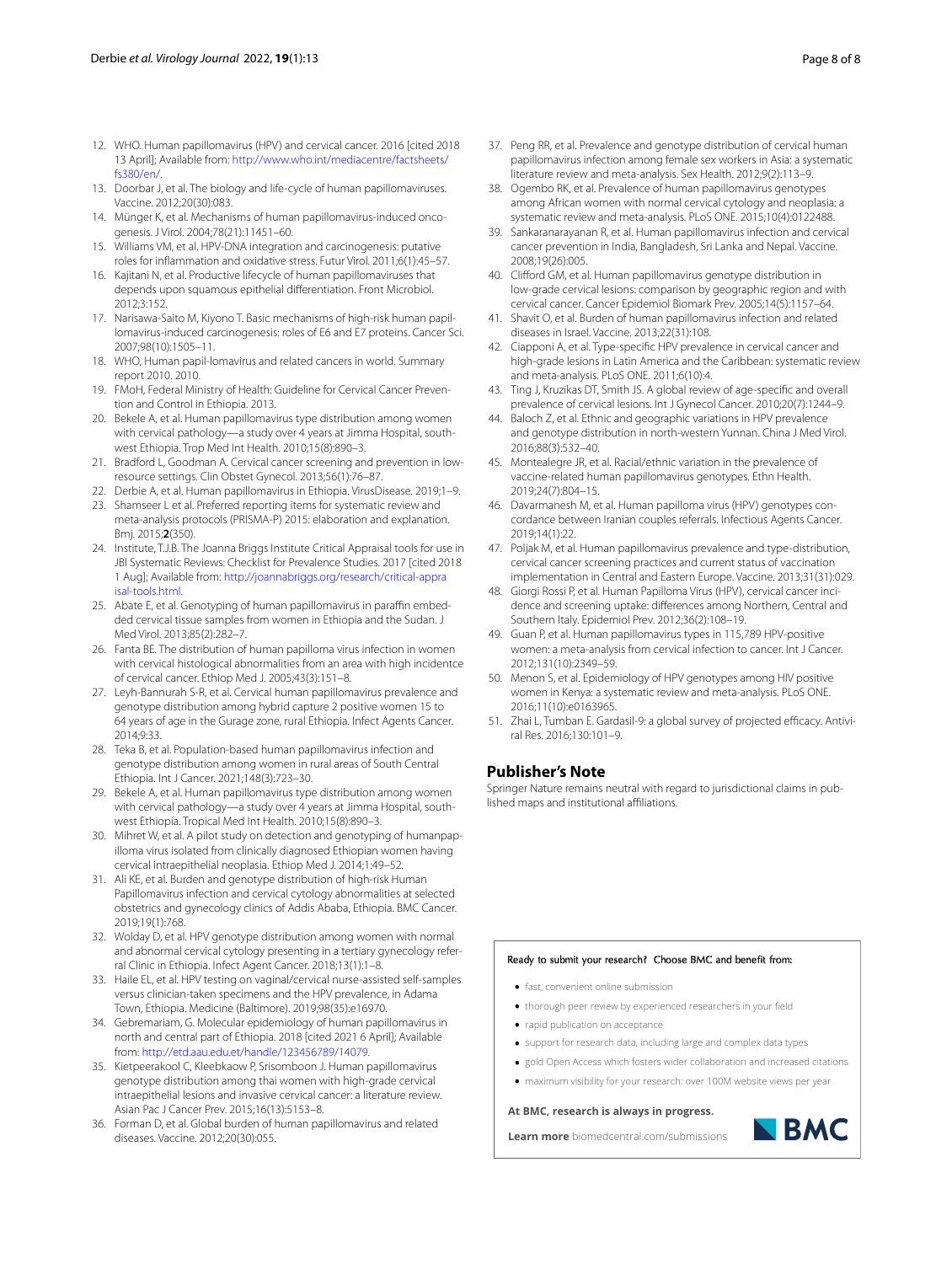12. WHO. Human papillomavirus (HPV) and cervical cancer. 2016 [cited 2018 13 April]; Available from: http://www.who.int/mediacentre/factsheets/fs380/en/.
13. Doorbar J, et al. The biology and life-cycle of human papillomaviruses. Vaccine. 2012;20(30):083.
14. Münger K, et al. Mechanisms of human papillomavirus-induced oncogenesis. J Virol. 2004;78(21):11451–60.
15. Williams VM, et al. HPV-DNA integration and carcinogenesis: putative roles for inflammation and oxidative stress. Futur Virol. 2011;6(1):45–57.
16. Kajitani N, et al. Productive lifecycle of human papillomaviruses that depends upon squamous epithelial differentiation. Front Microbiol. 2012;3:152.
17. Narisawa-Saito M, Kiyono T. Basic mechanisms of high-risk human papillomavirus-induced carcinogenesis: roles of E6 and E7 proteins. Cancer Sci. 2007;98(10):1505–11.
18. WHO, Human papil-lomavirus and related cancers in world. Summary report 2010. 2010.
19. FMoH, Federal Ministry of Health: Guideline for Cervical Cancer Prevention and Control in Ethiopia. 2013.
20. Bekele A, et al. Human papillomavirus type distribution among women with cervical pathology—a study over 4 years at Jimma Hospital, southwest Ethiopia. Trop Med Int Health. 2010;15(8):890–3.
21. Bradford L, Goodman A. Cervical cancer screening and prevention in low-resource settings. Clin Obstet Gynecol. 2013;56(1):76–87.
22. Derbie A, et al. Human papillomavirus in Ethiopia. VirusDisease. 2019;1–9.
23. Shamseer L et al. Preferred reporting items for systematic review and meta-analysis protocols (PRISMA-P) 2015: elaboration and explanation. Bmj. 2015;**2**(350).
24. Institute, T.J.B. The Joanna Briggs Institute Critical Appraisal tools for use in JBI Systematic Reviews: Checklist for Prevalence Studies. 2017 [cited 2018 1 Aug]; Available from: http://joannabriggs.org/research/critical-appraisal-tools.html.
25. Abate E, et al. Genotyping of human papillomavirus in paraffin embedded cervical tissue samples from women in Ethiopia and the Sudan. J Med Virol. 2013;85(2):282–7.
26. Fanta BE. The distribution of human papilloma virus infection in women with cervical histological abnormalities from an area with high incidentce of cervical cancer. Ethiop Med J. 2005;43(3):151–8.
27. Leyh-Bannurah S-R, et al. Cervical human papillomavirus prevalence and genotype distribution among hybrid capture 2 positive women 15 to 64 years of age in the Gurage zone, rural Ethiopia. Infect Agents Cancer. 2014;9:33.
28. Teka B, et al. Population-based human papillomavirus infection and genotype distribution among women in rural areas of South Central Ethiopia. Int J Cancer. 2021;148(3):723–30.
29. Bekele A, et al. Human papillomavirus type distribution among women with cervical pathology—a study over 4 years at Jimma Hospital, southwest Ethiopia. Tropical Med Int Health. 2010;15(8):890–3.
30. Mihret W, et al. A pilot study on detection and genotyping of humanpapilloma virus isolated from clinically diagnosed Ethiopian women having cervical intraepithelial neoplasia. Ethiop Med J. 2014;1:49–52.
31. Ali KE, et al. Burden and genotype distribution of high-risk Human Papillomavirus infection and cervical cytology abnormalities at selected obstetrics and gynecology clinics of Addis Ababa, Ethiopia. BMC Cancer. 2019;19(1):768.
32. Wolday D, et al. HPV genotype distribution among women with normal and abnormal cervical cytology presenting in a tertiary gynecology referral Clinic in Ethiopia. Infect Agent Cancer. 2018;13(1):1–8.
33. Haile EL, et al. HPV testing on vaginal/cervical nurse-assisted self-samples versus clinician-taken specimens and the HPV prevalence, in Adama Town, Ethiopia. Medicine (Baltimore). 2019;98(35):e16970.
34. Gebremariam, G. Molecular epidemiology of human papillomavirus in north and central part of Ethiopia. 2018 [cited 2021 6 April]; Available from: http://etd.aau.edu.et/handle/123456789/14079.
35. Kietpeerakool C, Kleebkaow P, Srisomboon J. Human papillomavirus genotype distribution among thai women with high-grade cervical intraepithelial lesions and invasive cervical cancer: a literature review. Asian Pac J Cancer Prev. 2015;16(13):5153–8.
36. Forman D, et al. Global burden of human papillomavirus and related diseases. Vaccine. 2012;20(30):055.
37. Peng RR, et al. Prevalence and genotype distribution of cervical human papillomavirus infection among female sex workers in Asia: a systematic literature review and meta-analysis. Sex Health. 2012;9(2):113–9.
38. Ogembo RK, et al. Prevalence of human papillomavirus genotypes among African women with normal cervical cytology and neoplasia: a systematic review and meta-analysis. PLoS ONE. 2015;10(4):0122488.
39. Sankaranarayanan R, et al. Human papillomavirus infection and cervical cancer prevention in India, Bangladesh, Sri Lanka and Nepal. Vaccine. 2008;19(26):005.
40. Clifford GM, et al. Human papillomavirus genotype distribution in low-grade cervical lesions: comparison by geographic region and with cervical cancer. Cancer Epidemiol Biomark Prev. 2005;14(5):1157–64.
41. Shavit O, et al. Burden of human papillomavirus infection and related diseases in Israel. Vaccine. 2013;22(31):108.
42. Ciapponi A, et al. Type-specific HPV prevalence in cervical cancer and high-grade lesions in Latin America and the Caribbean: systematic review and meta-analysis. PLoS ONE. 2011;6(10):4.
43. Ting J, Kruzikas DT, Smith JS. A global review of age-specific and overall prevalence of cervical lesions. Int J Gynecol Cancer. 2010;20(7):1244–9.
44. Baloch Z, et al. Ethnic and geographic variations in HPV prevalence and genotype distribution in north-western Yunnan. China J Med Virol. 2016;88(3):532–40.
45. Montealegre JR, et al. Racial/ethnic variation in the prevalence of vaccine-related human papillomavirus genotypes. Ethn Health. 2019;24(7):804–15.
46. Davarmanesh M, et al. Human papilloma virus (HPV) genotypes concordance between Iranian couples referrals. Infectious Agents Cancer. 2019;14(1):22.
47. Poljak M, et al. Human papillomavirus prevalence and type-distribution, cervical cancer screening practices and current status of vaccination implementation in Central and Eastern Europe. Vaccine. 2013;31(31):029.
48. Giorgi Rossi P, et al. Human Papilloma Virus (HPV), cervical cancer incidence and screening uptake: differences among Northern, Central and Southern Italy. Epidemiol Prev. 2012;36(2):108–19.
49. Guan P, et al. Human papillomavirus types in 115,789 HPV-positive women: a meta-analysis from cervical infection to cancer. Int J Cancer. 2012;131(10):2349–59.
50. Menon S, et al. Epidemiology of HPV genotypes among HIV positive women in Kenya: a systematic review and meta-analysis. PLoS ONE. 2016;11(10):e0163965.
51. Zhai L, Tumban E. Gardasil-9: a global survey of projected efficacy. Antiviral Res. 2016;130:101–9.

## Publisher's Note

Springer Nature remains neutral with regard to jurisdictional claims in published maps and institutional affiliations.

Ready to submit your research? Choose BMC and benefit from:

- fast, convenient online submission
- thorough peer review by experienced researchers in your field
- rapid publication on acceptance
- support for research data, including large and complex data types
- gold Open Access which fosters wider collaboration and increased citations
- maximum visibility for your research: over 100M website views per year

**At BMC, research is always in progress.**

**Learn more** biomedcentral.com/submissions